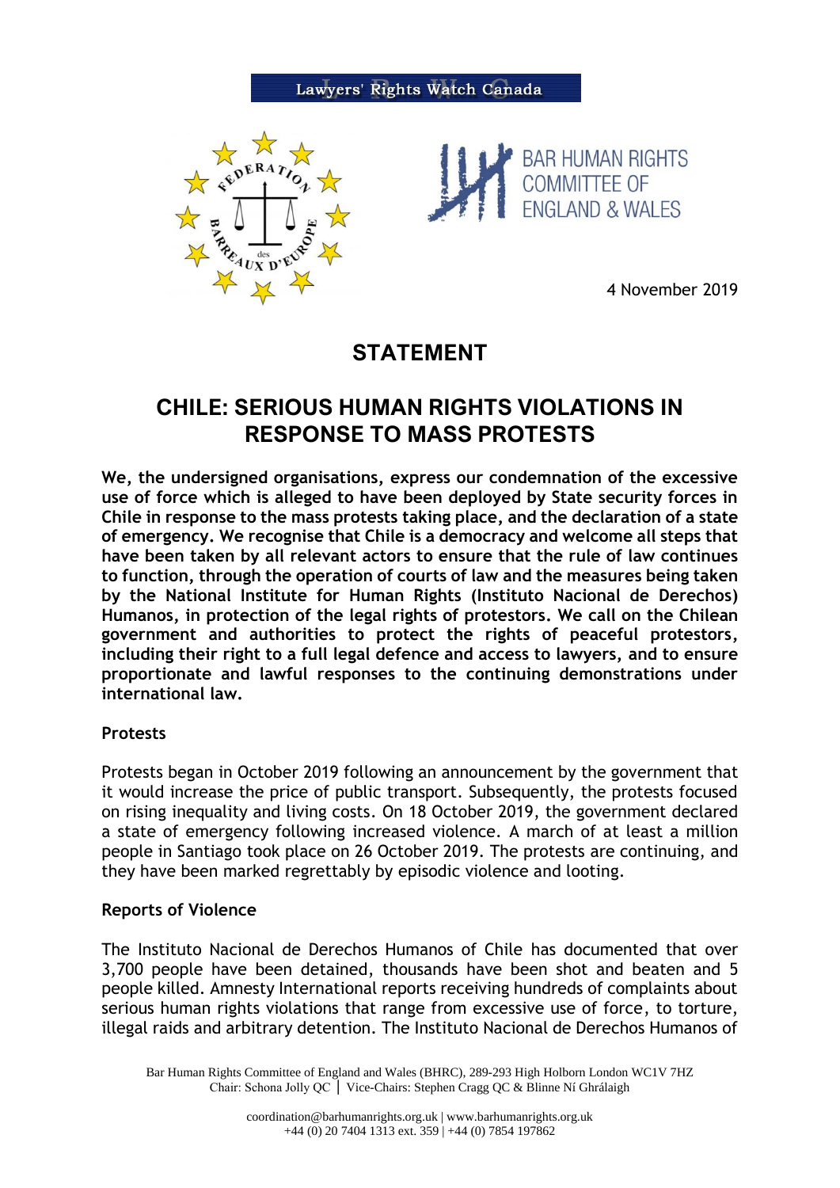Lawyers' Rights Watch Canada

BAR HUMAN RIGHTS COMMITTEE OF ENGLAND & WALES

4 November 2019

# STATEMENT

## CHILE: SERIOUS HUMAN RIGHTS VIOLATIONS IN RESPONSE TO MASS PROTESTS

**We, the undersigned organisations, express our condemnation of the excessive use of force which is alleged to have been deployed by State security forces in Chile in response to the mass protests taking place, and the declaration of a state of emergency. We recognise that Chile is a democracy and welcome all steps that have been taken by all relevant actors to ensure that the rule of law continues to function, through the operation of courts of law and the measures being taken by the National Institute for Human Rights (Instituto Nacional de Derechos) Humanos, in protection of the legal rights of protestors. We call on the Chilean government and authorities to protect the rights of peaceful protestors, including their right to a full legal defence and access to lawyers, and to ensure proportionate and lawful responses to the continuing demonstrations under international law.**

### Protests

Protests began in October 2019 following an announcement by the government that it would increase the price of public transport. Subsequently, the protests focused on rising inequality and living costs. On 18 October 2019, the government declared a state of emergency following increased violence. A march of at least a million people in Santiago took place on 26 October 2019. The protests are continuing, and they have been marked regrettably by episodic violence and looting.

### Reports of Violence

The Instituto Nacional de Derechos Humanos of Chile has documented that over 3,700 people have been detained, thousands have been shot and beaten and 5 people killed. Amnesty International reports receiving hundreds of complaints about serious human rights violations that range from excessive use of force, to torture, illegal raids and arbitrary detention. The Instituto Nacional de Derechos Humanos of

Bar Human Rights Committee of England and Wales (BHRC), 289-293 High Holborn London WC1V 7HZ
Chair: Schona Jolly QC | Vice-Chairs: Stephen Cragg QC & Blinne Ní Ghrálaigh

coordination@barhumanrights.org.uk | www.barhumanrights.org.uk
+44 (0) 20 7404 1313 ext. 359 | +44 (0) 7854 197862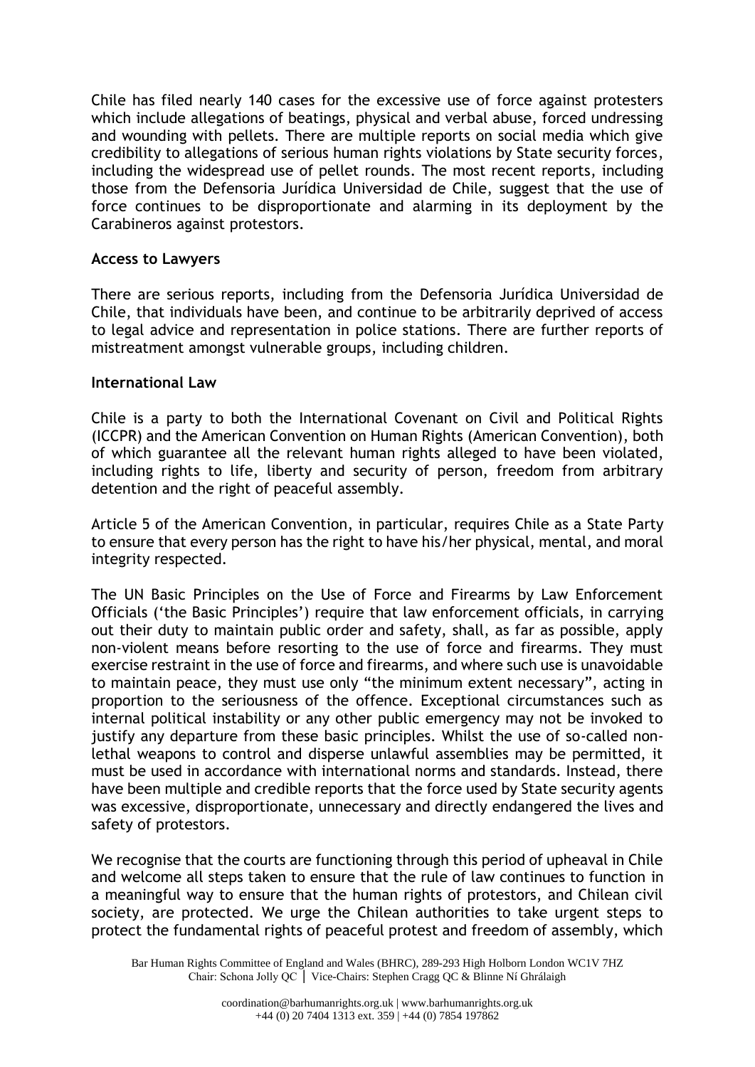Chile has filed nearly 140 cases for the excessive use of force against protesters which include allegations of beatings, physical and verbal abuse, forced undressing and wounding with pellets. There are multiple reports on social media which give credibility to allegations of serious human rights violations by State security forces, including the widespread use of pellet rounds. The most recent reports, including those from the Defensoria Jurídica Universidad de Chile, suggest that the use of force continues to be disproportionate and alarming in its deployment by the Carabineros against protestors.

**Access to Lawyers**

There are serious reports, including from the Defensoria Jurídica Universidad de Chile, that individuals have been, and continue to be arbitrarily deprived of access to legal advice and representation in police stations. There are further reports of mistreatment amongst vulnerable groups, including children.

**International Law**

Chile is a party to both the International Covenant on Civil and Political Rights (ICCPR) and the American Convention on Human Rights (American Convention), both of which guarantee all the relevant human rights alleged to have been violated, including rights to life, liberty and security of person, freedom from arbitrary detention and the right of peaceful assembly.

Article 5 of the American Convention, in particular, requires Chile as a State Party to ensure that every person has the right to have his/her physical, mental, and moral integrity respected.

The UN Basic Principles on the Use of Force and Firearms by Law Enforcement Officials ('the Basic Principles') require that law enforcement officials, in carrying out their duty to maintain public order and safety, shall, as far as possible, apply non-violent means before resorting to the use of force and firearms. They must exercise restraint in the use of force and firearms, and where such use is unavoidable to maintain peace, they must use only "the minimum extent necessary", acting in proportion to the seriousness of the offence. Exceptional circumstances such as internal political instability or any other public emergency may not be invoked to justify any departure from these basic principles. Whilst the use of so-called non-lethal weapons to control and disperse unlawful assemblies may be permitted, it must be used in accordance with international norms and standards. Instead, there have been multiple and credible reports that the force used by State security agents was excessive, disproportionate, unnecessary and directly endangered the lives and safety of protestors.

We recognise that the courts are functioning through this period of upheaval in Chile and welcome all steps taken to ensure that the rule of law continues to function in a meaningful way to ensure that the human rights of protestors, and Chilean civil society, are protected. We urge the Chilean authorities to take urgent steps to protect the fundamental rights of peaceful protest and freedom of assembly, which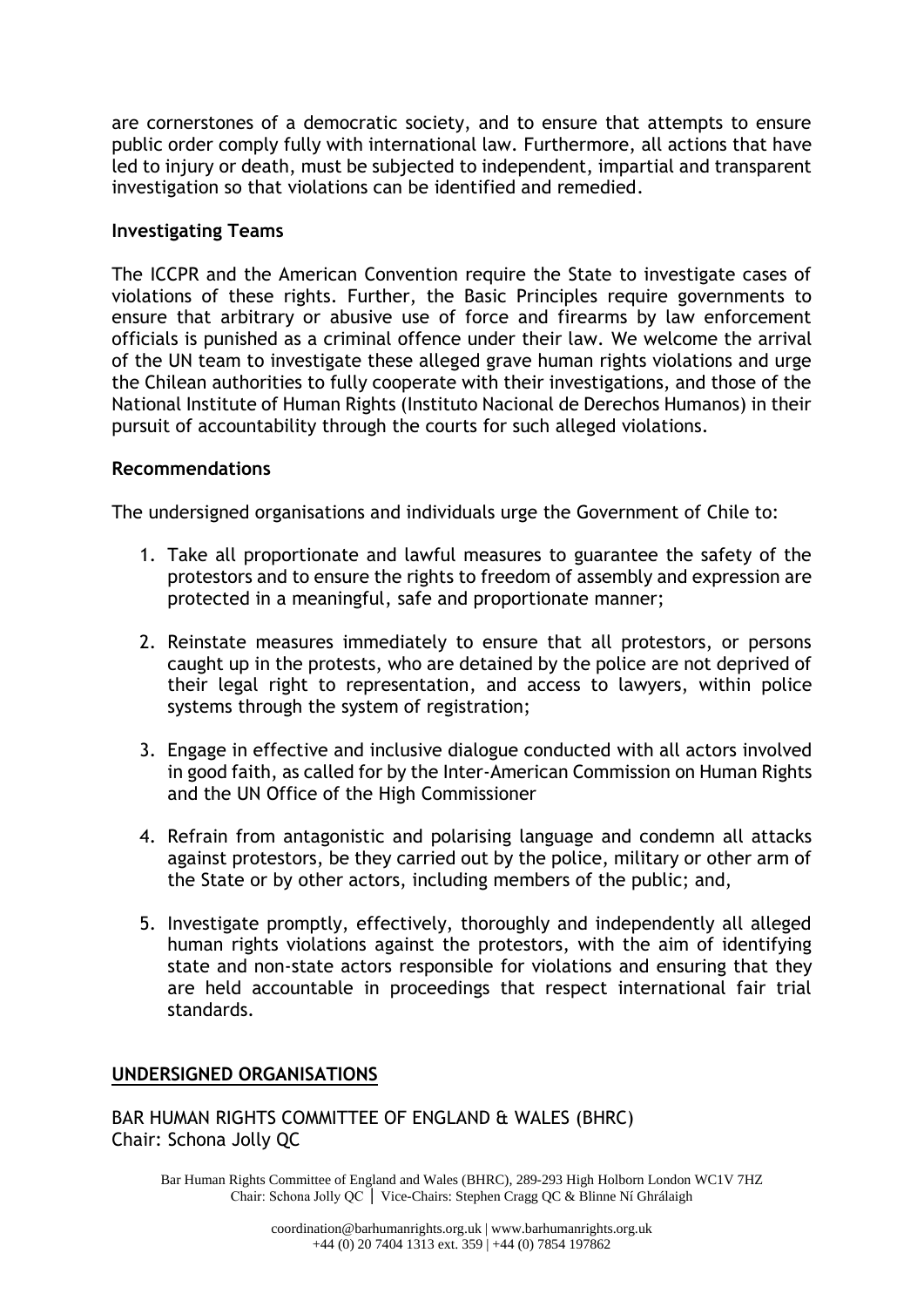are cornerstones of a democratic society, and to ensure that attempts to ensure public order comply fully with international law. Furthermore, all actions that have led to injury or death, must be subjected to independent, impartial and transparent investigation so that violations can be identified and remedied.

**Investigating Teams**

The ICCPR and the American Convention require the State to investigate cases of violations of these rights. Further, the Basic Principles require governments to ensure that arbitrary or abusive use of force and firearms by law enforcement officials is punished as a criminal offence under their law. We welcome the arrival of the UN team to investigate these alleged grave human rights violations and urge the Chilean authorities to fully cooperate with their investigations, and those of the National Institute of Human Rights (Instituto Nacional de Derechos Humanos) in their pursuit of accountability through the courts for such alleged violations.

**Recommendations**

The undersigned organisations and individuals urge the Government of Chile to:

1. Take all proportionate and lawful measures to guarantee the safety of the protestors and to ensure the rights to freedom of assembly and expression are protected in a meaningful, safe and proportionate manner;

2. Reinstate measures immediately to ensure that all protestors, or persons caught up in the protests, who are detained by the police are not deprived of their legal right to representation, and access to lawyers, within police systems through the system of registration;

3. Engage in effective and inclusive dialogue conducted with all actors involved in good faith, as called for by the Inter-American Commission on Human Rights and the UN Office of the High Commissioner

4. Refrain from antagonistic and polarising language and condemn all attacks against protestors, be they carried out by the police, military or other arm of the State or by other actors, including members of the public; and,

5. Investigate promptly, effectively, thoroughly and independently all alleged human rights violations against the protestors, with the aim of identifying state and non-state actors responsible for violations and ensuring that they are held accountable in proceedings that respect international fair trial standards.

**UNDERSIGNED ORGANISATIONS**

BAR HUMAN RIGHTS COMMITTEE OF ENGLAND & WALES (BHRC)
Chair: Schona Jolly QC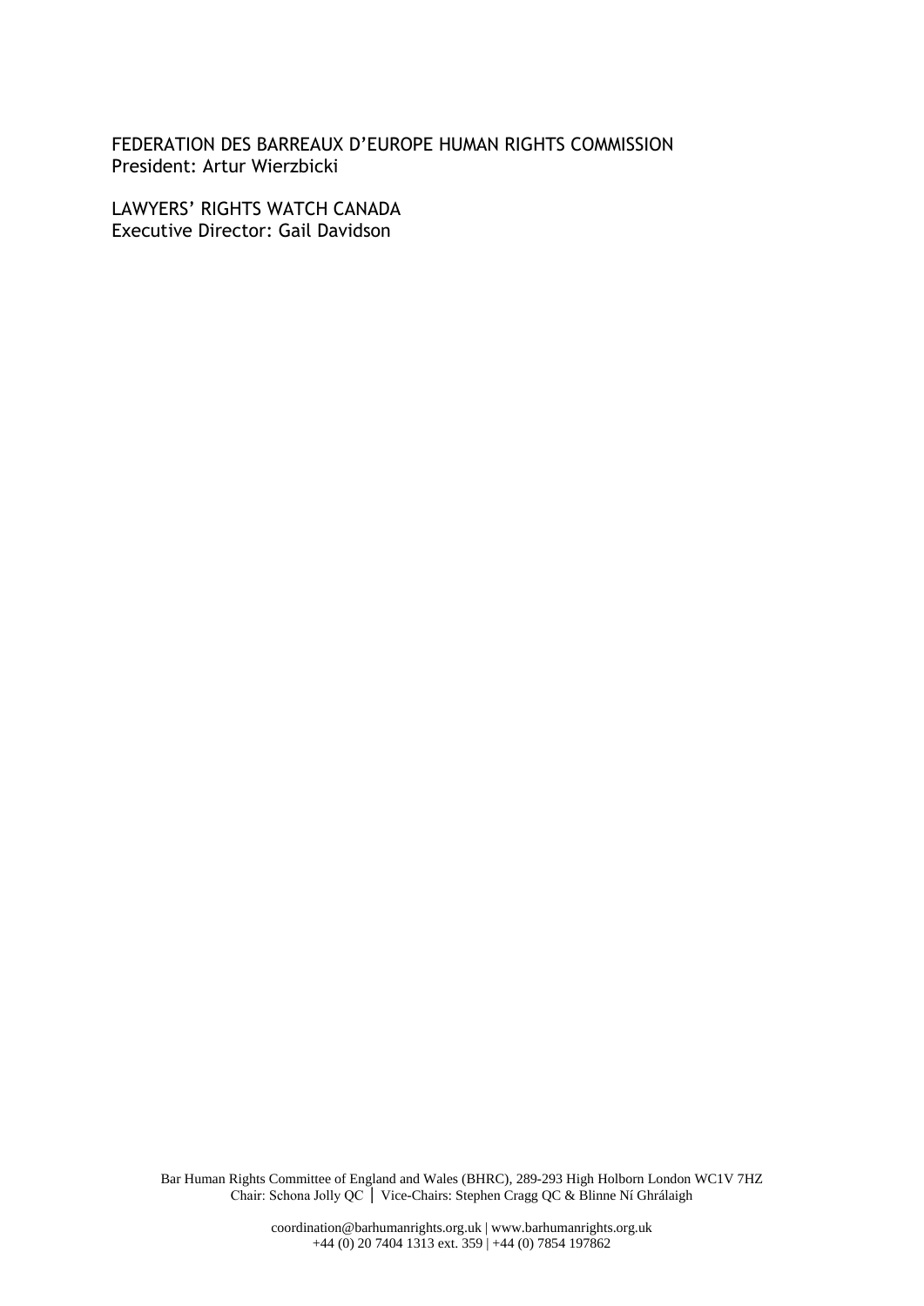FEDERATION DES BARREAUX D'EUROPE HUMAN RIGHTS COMMISSION
President: Artur Wierzbicki

LAWYERS' RIGHTS WATCH CANADA
Executive Director: Gail Davidson